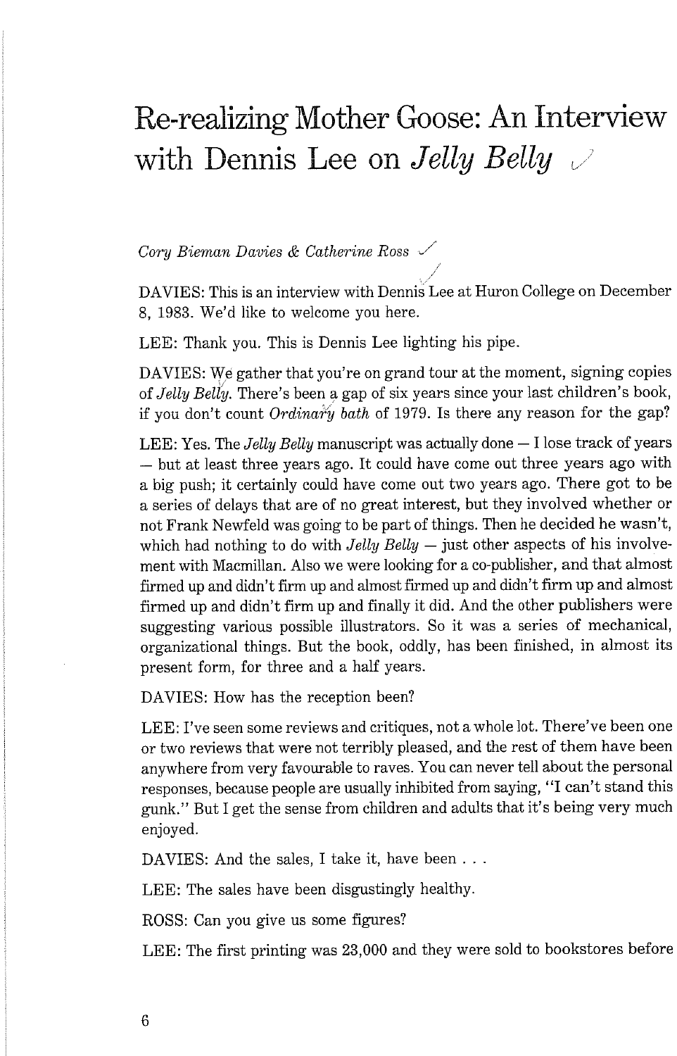# Re-realizing Mother Goose: An Interview with Dennis Lee on *Jelly Belly*

*Cory Bieman Davies & Catherine Ross*

DAVIES: This is an interview with Dennis Lee at Huron College on December 8, 1983. We'd like to welcome you here.

LEE: Thank you. This is Dennis Lee lighting his pipe.

DAVIES: We gather that you're on grand tour at the moment, signing copies of *Jelly Belly*. There's been a gap of six years since your last children's book, if you don't count *Ordinary bath* of 1979. Is there any reason for the gap?

LEE: Yes. The *Jelly Belly* manuscript was actually done — I lose track of years — but at least three years ago. It could have come out three years ago with a big push; it certainly could have come out two years ago. There got to be a series of delays that are of no great interest, but they involved whether or not Frank Newfeld was going to be part of things. Then he decided he wasn't, which had nothing to do with *Jelly Belly* — just other aspects of his involvement with Macmillan. Also we were looking for a co-publisher, and that almost firmed up and didn't firm up and almost firmed up and didn't firm up and almost firmed up and didn't firm up and finally it did. And the other publishers were suggesting various possible illustrators. So it was a series of mechanical, organizational things. But the book, oddly, has been finished, in almost its present form, for three and a half years.

DAVIES: How has the reception been?

LEE: I've seen some reviews and critiques, not a whole lot. There've been one or two reviews that were not terribly pleased, and the rest of them have been anywhere from very favourable to raves. You can never tell about the personal responses, because people are usually inhibited from saying, "I can't stand this gunk." But I get the sense from children and adults that it's being very much enjoyed.

DAVIES: And the sales, I take it, have been . . .

LEE: The sales have been disgustingly healthy.

ROSS: Can you give us some figures?

LEE: The first printing was 23,000 and they were sold to bookstores before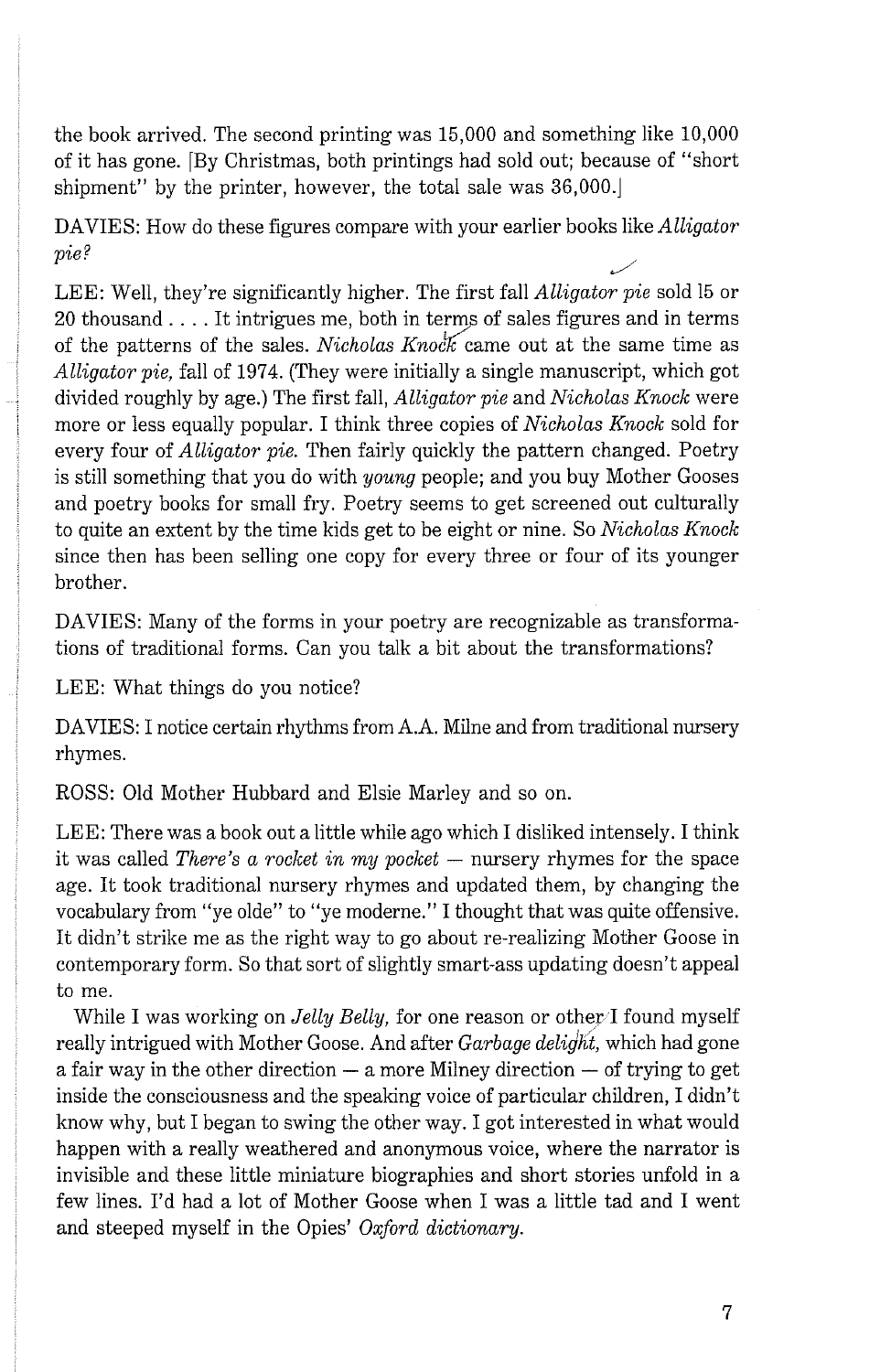the book arrived. The second printing was 15,000 and something like 10,000 of it has gone. [By Christmas, both printings had sold out; because of "short shipment" by the printer, however, the total sale was 36,000.]

DAVIES: How do these figures compare with your earlier books like *Alligator pie?*

LEE: Well, they're significantly higher. The first fall *Alligator pie* sold 15 or 20 thousand . . . . It intrigues me, both in terms of sales figures and in terms of the patterns of the sales. *Nicholas Knock* came out at the same time as *Alligator pie,* fall of 1974. (They were initially a single manuscript, which got divided roughly by age.) The first fall, *Alligator pie* and *Nicholas Knock* were more or less equally popular. I think three copies of *Nicholas Knock* sold for every four of *Alligator pie.* Then fairly quickly the pattern changed. Poetry is still something that you do with *young* people; and you buy Mother Gooses and poetry books for small fry. Poetry seems to get screened out culturally to quite an extent by the time kids get to be eight or nine. So *Nicholas Knock* since then has been selling one copy for every three or four of its younger brother.

DAVIES: Many of the forms in your poetry are recognizable as transformations of traditional forms. Can you talk a bit about the transformations?

LEE: What things do you notice?

DAVIES: I notice certain rhythms from A.A. Milne and from traditional nursery rhymes.

ROSS: Old Mother Hubbard and Elsie Marley and so on.

LEE: There was a book out a little while ago which I disliked intensely. I think it was called *There's a rocket in my pocket* — nursery rhymes for the space age. It took traditional nursery rhymes and updated them, by changing the vocabulary from "ye olde" to "ye moderne." I thought that was quite offensive. It didn't strike me as the right way to go about re-realizing Mother Goose in contemporary form. So that sort of slightly smart-ass updating doesn't appeal to me.

While I was working on *Jelly Belly,* for one reason or other I found myself really intrigued with Mother Goose. And after *Garbage delight,* which had gone a fair way in the other direction — a more Milney direction — of trying to get inside the consciousness and the speaking voice of particular children, I didn't know why, but I began to swing the other way. I got interested in what would happen with a really weathered and anonymous voice, where the narrator is invisible and these little miniature biographies and short stories unfold in a few lines. I'd had a lot of Mother Goose when I was a little tad and I went and steeped myself in the Opies' *Oxford dictionary.*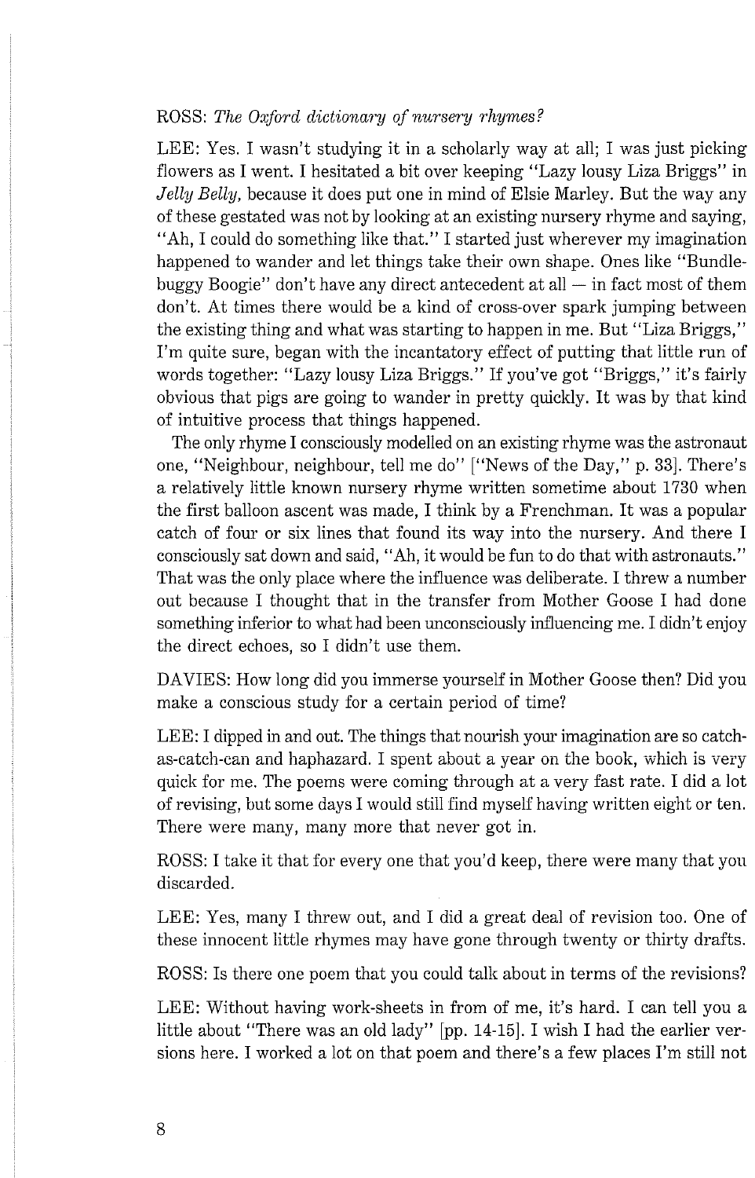ROSS: *The Oxford dictionary of nursery rhymes?*

LEE: Yes. I wasn't studying it in a scholarly way at all; I was just picking flowers as I went. I hesitated a bit over keeping "Lazy lousy Liza Briggs" in *Jelly Belly,* because it does put one in mind of Elsie Marley. But the way any of these gestated was not by looking at an existing nursery rhyme and saying, "Ah, I could do something like that." I started just wherever my imagination happened to wander and let things take their own shape. Ones like "Bundle-buggy Boogie" don't have any direct antecedent at all — in fact most of them don't. At times there would be a kind of cross-over spark jumping between the existing thing and what was starting to happen in me. But "Liza Briggs," I'm quite sure, began with the incantatory effect of putting that little run of words together: "Lazy lousy Liza Briggs." If you've got "Briggs," it's fairly obvious that pigs are going to wander in pretty quickly. It was by that kind of intuitive process that things happened.

The only rhyme I consciously modelled on an existing rhyme was the astronaut one, "Neighbour, neighbour, tell me do" ["News of the Day," p. 33]. There's a relatively little known nursery rhyme written sometime about 1730 when the first balloon ascent was made, I think by a Frenchman. It was a popular catch of four or six lines that found its way into the nursery. And there I consciously sat down and said, "Ah, it would be fun to do that with astronauts." That was the only place where the influence was deliberate. I threw a number out because I thought that in the transfer from Mother Goose I had done something inferior to what had been unconsciously influencing me. I didn't enjoy the direct echoes, so I didn't use them.

DAVIES: How long did you immerse yourself in Mother Goose then? Did you make a conscious study for a certain period of time?

LEE: I dipped in and out. The things that nourish your imagination are so catch-as-catch-can and haphazard. I spent about a year on the book, which is very quick for me. The poems were coming through at a very fast rate. I did a lot of revising, but some days I would still find myself having written eight or ten. There were many, many more that never got in.

ROSS: I take it that for every one that you'd keep, there were many that you discarded.

LEE: Yes, many I threw out, and I did a great deal of revision too. One of these innocent little rhymes may have gone through twenty or thirty drafts.

ROSS: Is there one poem that you could talk about in terms of the revisions?

LEE: Without having work-sheets in from of me, it's hard. I can tell you a little about "There was an old lady" [pp. 14-15]. I wish I had the earlier versions here. I worked a lot on that poem and there's a few places I'm still not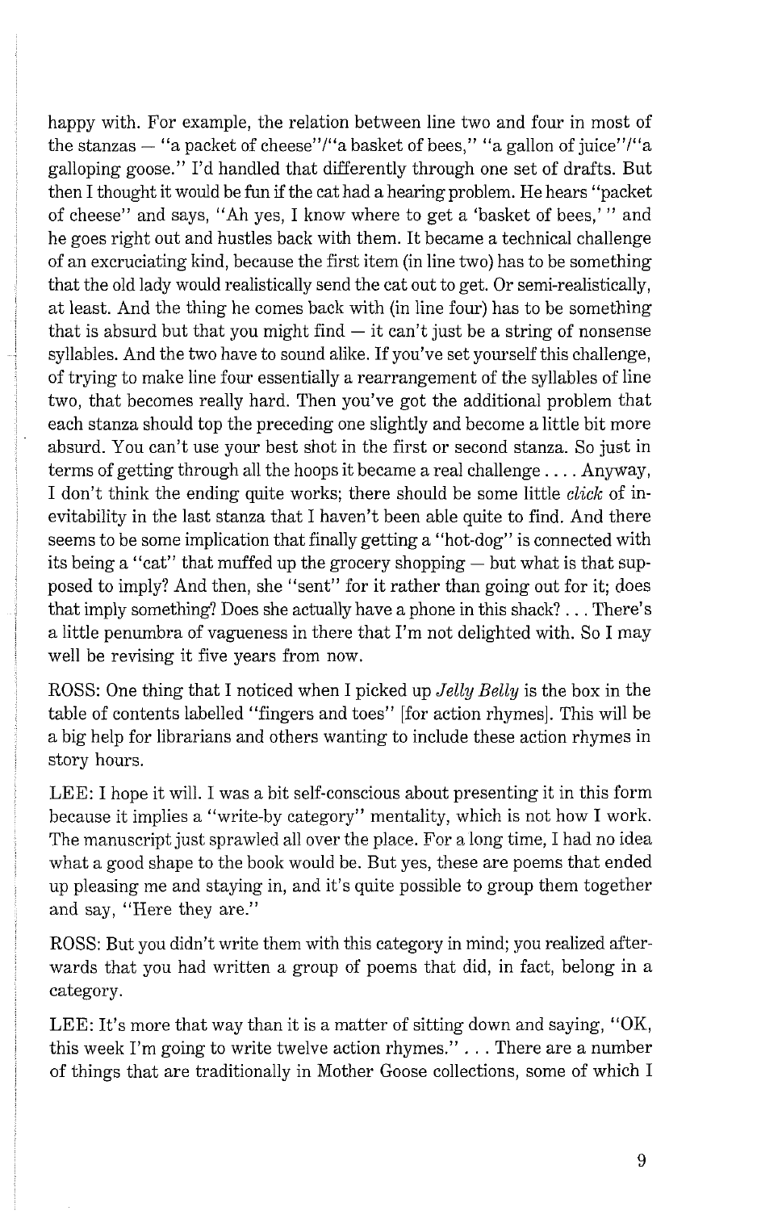happy with. For example, the relation between line two and four in most of the stanzas — "a packet of cheese"/"a basket of bees," "a gallon of juice"/"a galloping goose." I'd handled that differently through one set of drafts. But then I thought it would be fun if the cat had a hearing problem. He hears "packet of cheese" and says, "Ah yes, I know where to get a 'basket of bees,' " and he goes right out and hustles back with them. It became a technical challenge of an excruciating kind, because the first item (in line two) has to be something that the old lady would realistically send the cat out to get. Or semi-realistically, at least. And the thing he comes back with (in line four) has to be something that is absurd but that you might find — it can't just be a string of nonsense syllables. And the two have to sound alike. If you've set yourself this challenge, of trying to make line four essentially a rearrangement of the syllables of line two, that becomes really hard. Then you've got the additional problem that each stanza should top the preceding one slightly and become a little bit more absurd. You can't use your best shot in the first or second stanza. So just in terms of getting through all the hoops it became a real challenge . . . . Anyway, I don't think the ending quite works; there should be some little *click* of inevitability in the last stanza that I haven't been able quite to find. And there seems to be some implication that finally getting a "hot-dog" is connected with its being a "cat" that muffed up the grocery shopping — but what is that supposed to imply? And then, she "sent" for it rather than going out for it; does that imply something? Does she actually have a phone in this shack? . . . There's a little penumbra of vagueness in there that I'm not delighted with. So I may well be revising it five years from now.

ROSS: One thing that I noticed when I picked up *Jelly Belly* is the box in the table of contents labelled "fingers and toes" [for action rhymes]. This will be a big help for librarians and others wanting to include these action rhymes in story hours.

LEE: I hope it will. I was a bit self-conscious about presenting it in this form because it implies a "write-by category" mentality, which is not how I work. The manuscript just sprawled all over the place. For a long time, I had no idea what a good shape to the book would be. But yes, these are poems that ended up pleasing me and staying in, and it's quite possible to group them together and say, "Here they are."

ROSS: But you didn't write them with this category in mind; you realized afterwards that you had written a group of poems that did, in fact, belong in a category.

LEE: It's more that way than it is a matter of sitting down and saying, "OK, this week I'm going to write twelve action rhymes." . . . There are a number of things that are traditionally in Mother Goose collections, some of which I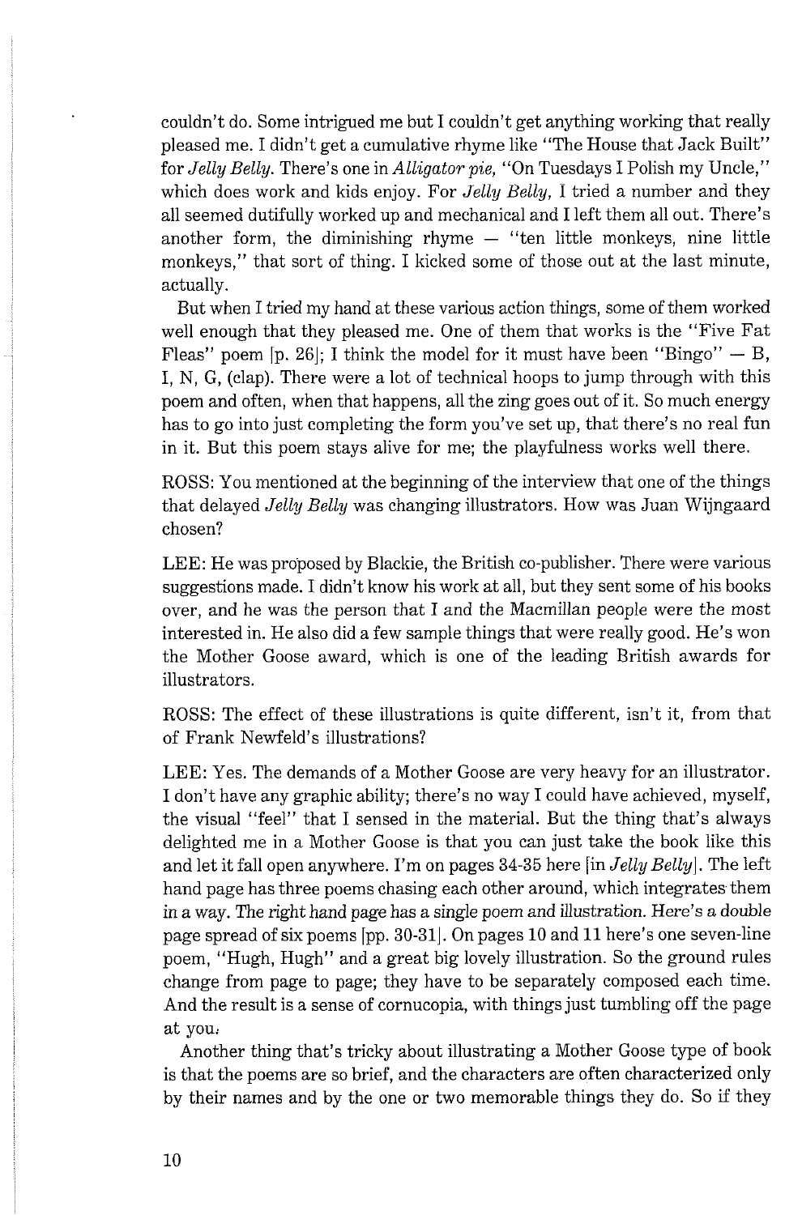couldn't do. Some intrigued me but I couldn't get anything working that really pleased me. I didn't get a cumulative rhyme like "The House that Jack Built" for *Jelly Belly*. There's one in *Alligator pie*, "On Tuesdays I Polish my Uncle," which does work and kids enjoy. For *Jelly Belly*, I tried a number and they all seemed dutifully worked up and mechanical and I left them all out. There's another form, the diminishing rhyme — "ten little monkeys, nine little monkeys," that sort of thing. I kicked some of those out at the last minute, actually.

But when I tried my hand at these various action things, some of them worked well enough that they pleased me. One of them that works is the "Five Fat Fleas" poem [p. 26]; I think the model for it must have been "Bingo" — B, I, N, G, (clap). There were a lot of technical hoops to jump through with this poem and often, when that happens, all the zing goes out of it. So much energy has to go into just completing the form you've set up, that there's no real fun in it. But this poem stays alive for me; the playfulness works well there.

ROSS: You mentioned at the beginning of the interview that one of the things that delayed *Jelly Belly* was changing illustrators. How was Juan Wijngaard chosen?

LEE: He was proposed by Blackie, the British co-publisher. There were various suggestions made. I didn't know his work at all, but they sent some of his books over, and he was the person that I and the Macmillan people were the most interested in. He also did a few sample things that were really good. He's won the Mother Goose award, which is one of the leading British awards for illustrators.

ROSS: The effect of these illustrations is quite different, isn't it, from that of Frank Newfeld's illustrations?

LEE: Yes. The demands of a Mother Goose are very heavy for an illustrator. I don't have any graphic ability; there's no way I could have achieved, myself, the visual "feel" that I sensed in the material. But the thing that's always delighted me in a Mother Goose is that you can just take the book like this and let it fall open anywhere. I'm on pages 34-35 here [in *Jelly Belly*]. The left hand page has three poems chasing each other around, which integrates them in a way. The right hand page has a single poem and illustration. Here's a double page spread of six poems [pp. 30-31]. On pages 10 and 11 here's one seven-line poem, "Hugh, Hugh" and a great big lovely illustration. So the ground rules change from page to page; they have to be separately composed each time. And the result is a sense of cornucopia, with things just tumbling off the page at you.

Another thing that's tricky about illustrating a Mother Goose type of book is that the poems are so brief, and the characters are often characterized only by their names and by the one or two memorable things they do. So if they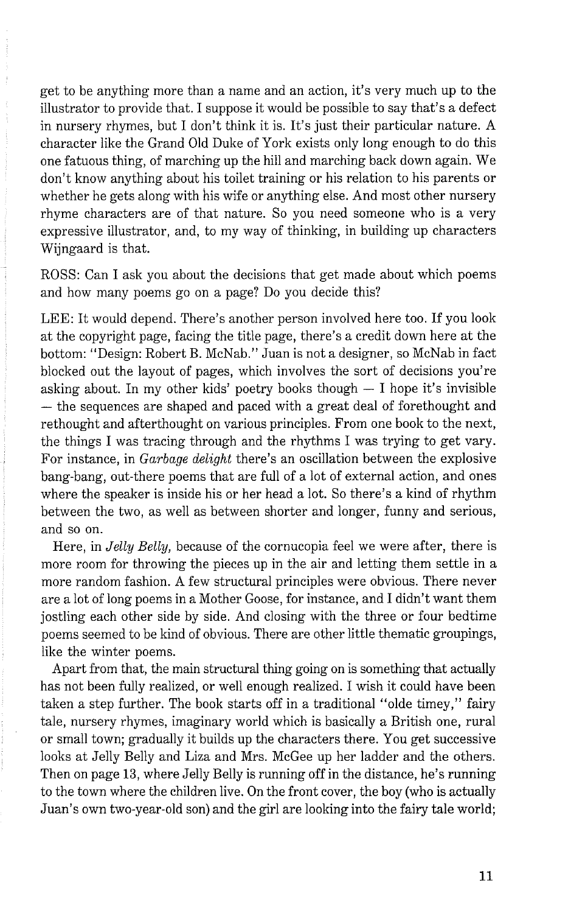get to be anything more than a name and an action, it's very much up to the illustrator to provide that. I suppose it would be possible to say that's a defect in nursery rhymes, but I don't think it is. It's just their particular nature. A character like the Grand Old Duke of York exists only long enough to do this one fatuous thing, of marching up the hill and marching back down again. We don't know anything about his toilet training or his relation to his parents or whether he gets along with his wife or anything else. And most other nursery rhyme characters are of that nature. So you need someone who is a very expressive illustrator, and, to my way of thinking, in building up characters Wijngaard is that.

ROSS: Can I ask you about the decisions that get made about which poems and how many poems go on a page? Do you decide this?

LEE: It would depend. There's another person involved here too. If you look at the copyright page, facing the title page, there's a credit down here at the bottom: "Design: Robert B. McNab." Juan is not a designer, so McNab in fact blocked out the layout of pages, which involves the sort of decisions you're asking about. In my other kids' poetry books though — I hope it's invisible — the sequences are shaped and paced with a great deal of forethought and rethought and afterthought on various principles. From one book to the next, the things I was tracing through and the rhythms I was trying to get vary. For instance, in *Garbage delight* there's an oscillation between the explosive bang-bang, out-there poems that are full of a lot of external action, and ones where the speaker is inside his or her head a lot. So there's a kind of rhythm between the two, as well as between shorter and longer, funny and serious, and so on.

Here, in *Jelly Belly,* because of the cornucopia feel we were after, there is more room for throwing the pieces up in the air and letting them settle in a more random fashion. A few structural principles were obvious. There never are a lot of long poems in a Mother Goose, for instance, and I didn't want them jostling each other side by side. And closing with the three or four bedtime poems seemed to be kind of obvious. There are other little thematic groupings, like the winter poems.

Apart from that, the main structural thing going on is something that actually has not been fully realized, or well enough realized. I wish it could have been taken a step further. The book starts off in a traditional "olde timey," fairy tale, nursery rhymes, imaginary world which is basically a British one, rural or small town; gradually it builds up the characters there. You get successive looks at Jelly Belly and Liza and Mrs. McGee up her ladder and the others. Then on page 13, where Jelly Belly is running off in the distance, he's running to the town where the children live. On the front cover, the boy (who is actually Juan's own two-year-old son) and the girl are looking into the fairy tale world;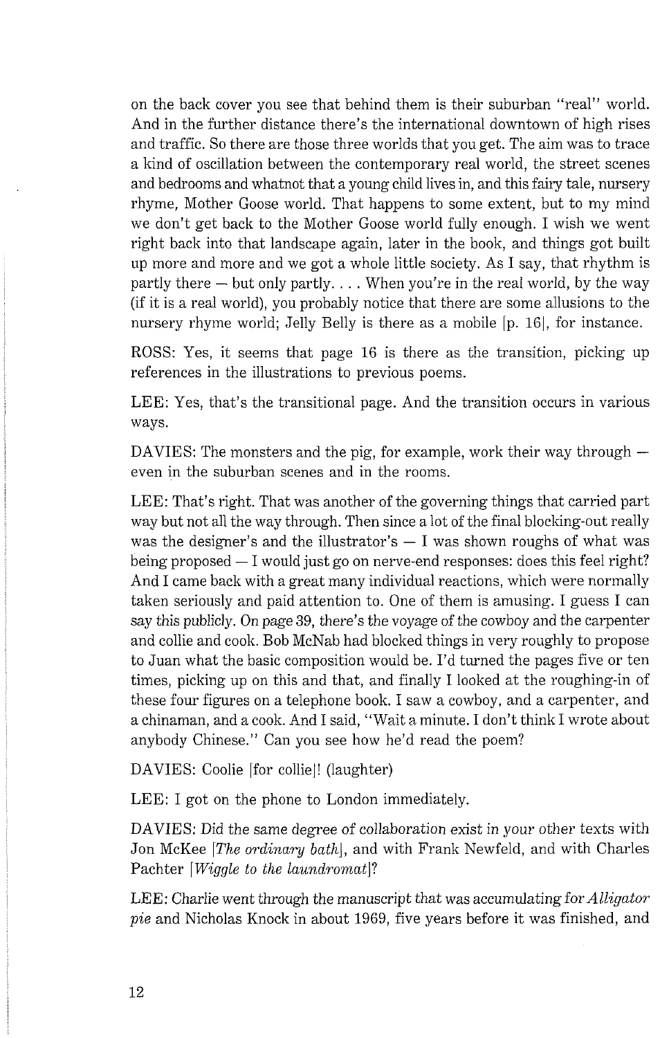on the back cover you see that behind them is their suburban "real" world. And in the further distance there's the international downtown of high rises and traffic. So there are those three worlds that you get. The aim was to trace a kind of oscillation between the contemporary real world, the street scenes and bedrooms and whatnot that a young child lives in, and this fairy tale, nursery rhyme, Mother Goose world. That happens to some extent, but to my mind we don't get back to the Mother Goose world fully enough. I wish we went right back into that landscape again, later in the book, and things got built up more and more and we got a whole little society. As I say, that rhythm is partly there — but only partly. . . . When you're in the real world, by the way (if it is a real world), you probably notice that there are some allusions to the nursery rhyme world; Jelly Belly is there as a mobile [p. 16], for instance.

ROSS: Yes, it seems that page 16 is there as the transition, picking up references in the illustrations to previous poems.

LEE: Yes, that's the transitional page. And the transition occurs in various ways.

DAVIES: The monsters and the pig, for example, work their way through — even in the suburban scenes and in the rooms.

LEE: That's right. That was another of the governing things that carried part way but not all the way through. Then since a lot of the final blocking-out really was the designer's and the illustrator's — I was shown roughs of what was being proposed — I would just go on nerve-end responses: does this feel right? And I came back with a great many individual reactions, which were normally taken seriously and paid attention to. One of them is amusing. I guess I can say this publicly. On page 39, there's the voyage of the cowboy and the carpenter and collie and cook. Bob McNab had blocked things in very roughly to propose to Juan what the basic composition would be. I'd turned the pages five or ten times, picking up on this and that, and finally I looked at the roughing-in of these four figures on a telephone book. I saw a cowboy, and a carpenter, and a chinaman, and a cook. And I said, "Wait a minute. I don't think I wrote about anybody Chinese." Can you see how he'd read the poem?

DAVIES: Coolie [for collie]! (laughter)

LEE: I got on the phone to London immediately.

DAVIES: Did the same degree of collaboration exist in your other texts with Jon McKee [*The ordinary bath*], and with Frank Newfeld, and with Charles Pachter [*Wiggle to the laundromat*]?

LEE: Charlie went through the manuscript that was accumulating for *Alligator pie* and Nicholas Knock in about 1969, five years before it was finished, and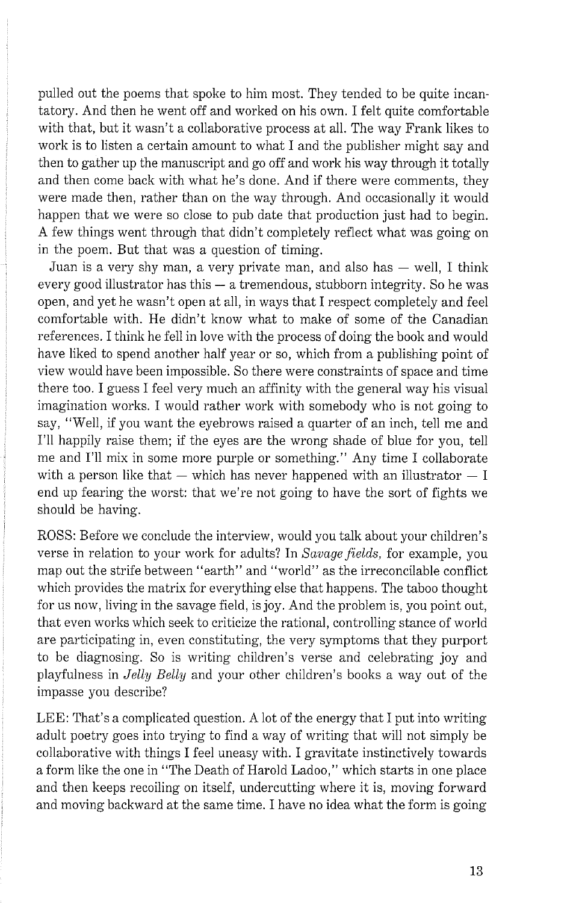pulled out the poems that spoke to him most. They tended to be quite incantatory. And then he went off and worked on his own. I felt quite comfortable with that, but it wasn't a collaborative process at all. The way Frank likes to work is to listen a certain amount to what I and the publisher might say and then to gather up the manuscript and go off and work his way through it totally and then come back with what he's done. And if there were comments, they were made then, rather than on the way through. And occasionally it would happen that we were so close to pub date that production just had to begin. A few things went through that didn't completely reflect what was going on in the poem. But that was a question of timing.

Juan is a very shy man, a very private man, and also has — well, I think every good illustrator has this — a tremendous, stubborn integrity. So he was open, and yet he wasn't open at all, in ways that I respect completely and feel comfortable with. He didn't know what to make of some of the Canadian references. I think he fell in love with the process of doing the book and would have liked to spend another half year or so, which from a publishing point of view would have been impossible. So there were constraints of space and time there too. I guess I feel very much an affinity with the general way his visual imagination works. I would rather work with somebody who is not going to say, "Well, if you want the eyebrows raised a quarter of an inch, tell me and I'll happily raise them; if the eyes are the wrong shade of blue for you, tell me and I'll mix in some more purple or something." Any time I collaborate with a person like that — which has never happened with an illustrator — I end up fearing the worst: that we're not going to have the sort of fights we should be having.

ROSS: Before we conclude the interview, would you talk about your children's verse in relation to your work for adults? In *Savage fields,* for example, you map out the strife between "earth" and "world" as the irreconcilable conflict which provides the matrix for everything else that happens. The taboo thought for us now, living in the savage field, is joy. And the problem is, you point out, that even works which seek to criticize the rational, controlling stance of world are participating in, even constituting, the very symptoms that they purport to be diagnosing. So is writing children's verse and celebrating joy and playfulness in *Jelly Belly* and your other children's books a way out of the impasse you describe?

LEE: That's a complicated question. A lot of the energy that I put into writing adult poetry goes into trying to find a way of writing that will not simply be collaborative with things I feel uneasy with. I gravitate instinctively towards a form like the one in "The Death of Harold Ladoo," which starts in one place and then keeps recoiling on itself, undercutting where it is, moving forward and moving backward at the same time. I have no idea what the form is going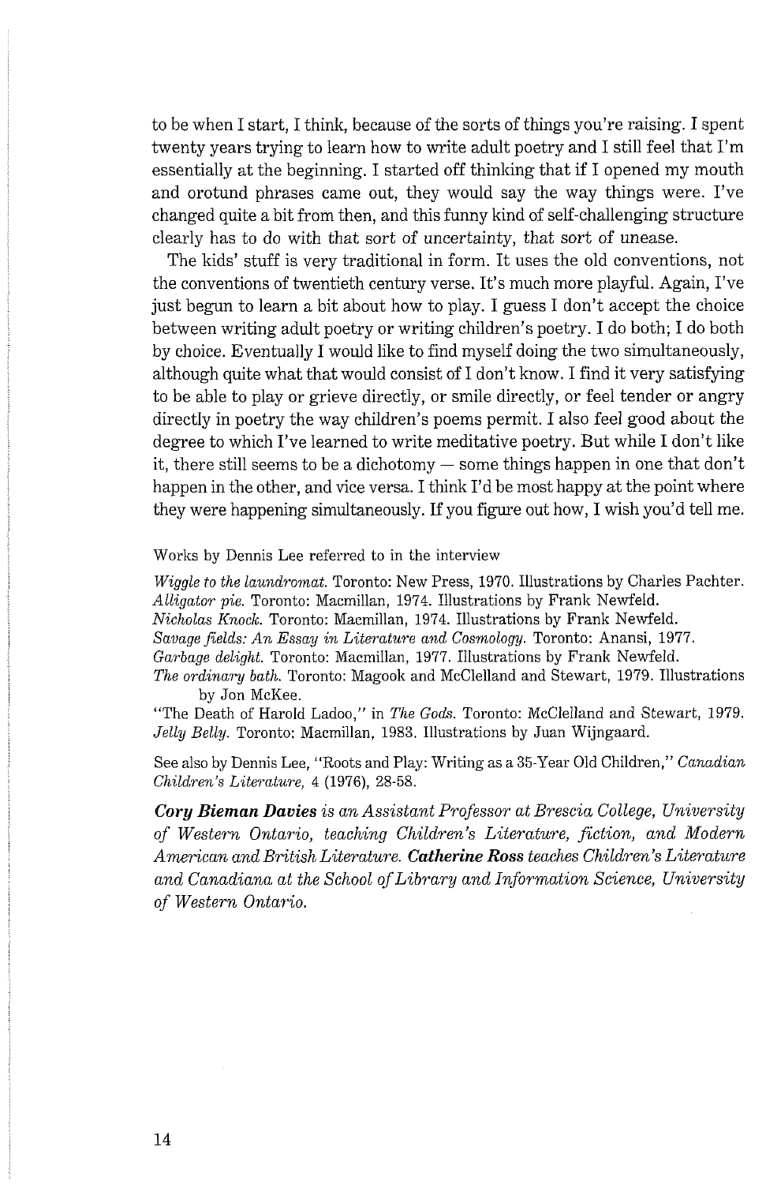to be when I start, I think, because of the sorts of things you're raising. I spent twenty years trying to learn how to write adult poetry and I still feel that I'm essentially at the beginning. I started off thinking that if I opened my mouth and orotund phrases came out, they would say the way things were. I've changed quite a bit from then, and this funny kind of self-challenging structure clearly has to do with that sort of uncertainty, that sort of unease.

The kids' stuff is very traditional in form. It uses the old conventions, not the conventions of twentieth century verse. It's much more playful. Again, I've just begun to learn a bit about how to play. I guess I don't accept the choice between writing adult poetry or writing children's poetry. I do both; I do both by choice. Eventually I would like to find myself doing the two simultaneously, although quite what that would consist of I don't know. I find it very satisfying to be able to play or grieve directly, or smile directly, or feel tender or angry directly in poetry the way children's poems permit. I also feel good about the degree to which I've learned to write meditative poetry. But while I don't like it, there still seems to be a dichotomy — some things happen in one that don't happen in the other, and vice versa. I think I'd be most happy at the point where they were happening simultaneously. If you figure out how, I wish you'd tell me.

Works by Dennis Lee referred to in the interview

*Wiggle to the laundromat.* Toronto: New Press, 1970. Illustrations by Charles Pachter.
*Alligator pie.* Toronto: Macmillan, 1974. Illustrations by Frank Newfeld.
*Nicholas Knock.* Toronto: Macmillan, 1974. Illustrations by Frank Newfeld.
*Savage fields: An Essay in Literature and Cosmology.* Toronto: Anansi, 1977.
*Garbage delight.* Toronto: Macmillan, 1977. Illustrations by Frank Newfeld.
*The ordinary bath.* Toronto: Magook and McClelland and Stewart, 1979. Illustrations by Jon McKee.
"The Death of Harold Ladoo," in *The Gods.* Toronto: McClelland and Stewart, 1979.
*Jelly Belly.* Toronto: Macmillan, 1983. Illustrations by Juan Wijngaard.

See also by Dennis Lee, "Roots and Play: Writing as a 35-Year Old Children," *Canadian Children's Literature,* 4 (1976), 28-58.

***Cory Bieman Davies*** *is an Assistant Professor at Brescia College, University of Western Ontario, teaching Children's Literature, fiction, and Modern American and British Literature.* ***Catherine Ross*** *teaches Children's Literature and Canadiana at the School of Library and Information Science, University of Western Ontario.*